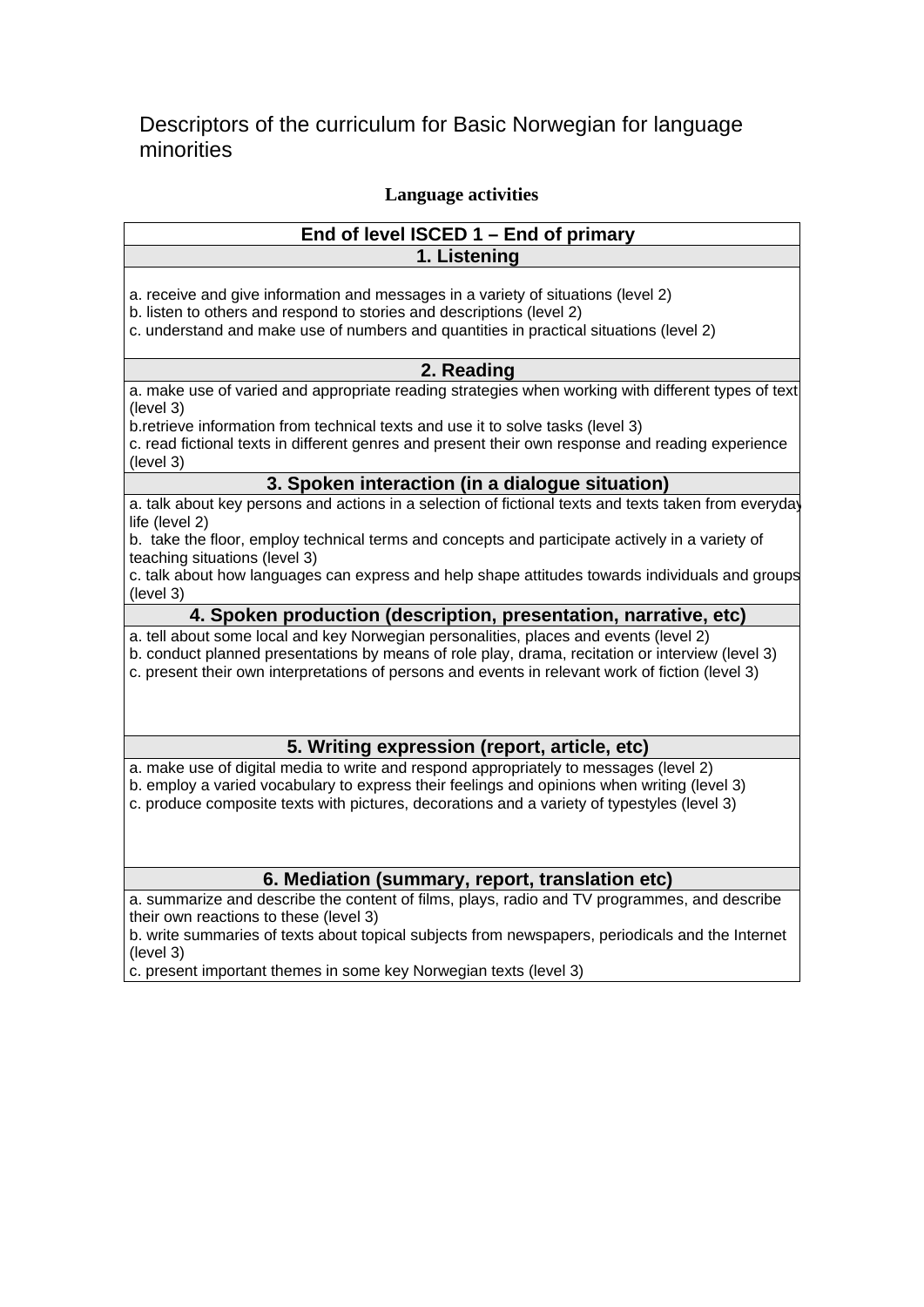# Descriptors of the curriculum for Basic Norwegian for language minorities

**Language activities**

| End of level ISCED 1 – End of primary |
|---|
| **1. Listening** |
| a. receive and give information and messages in a variety of situations (level 2)<br>b. listen to others and respond to stories and descriptions (level 2)<br>c. understand and make use of numbers and quantities in practical situations (level 2) |
| **2. Reading** |
| a. make use of varied and appropriate reading strategies when working with different types of text (level 3)<br>b.retrieve information from technical texts and use it to solve tasks (level 3)<br>c. read fictional texts in different genres and present their own response and reading experience (level 3) |
| **3. Spoken interaction (in a dialogue situation)** |
| a. talk about key persons and actions in a selection of fictional texts and texts taken from everyday life (level 2)<br>b. take the floor, employ technical terms and concepts and participate actively in a variety of teaching situations (level 3)<br>c. talk about how languages can express and help shape attitudes towards individuals and groups (level 3) |
| **4. Spoken production (description, presentation, narrative, etc)** |
| a. tell about some local and key Norwegian personalities, places and events (level 2)<br>b. conduct planned presentations by means of role play, drama, recitation or interview (level 3)<br>c. present their own interpretations of persons and events in relevant work of fiction (level 3) |
| **5. Writing expression (report, article, etc)** |
| a. make use of digital media to write and respond appropriately to messages (level 2)<br>b. employ a varied vocabulary to express their feelings and opinions when writing (level 3)<br>c. produce composite texts with pictures, decorations and a variety of typestyles (level 3) |
| **6. Mediation (summary, report, translation etc)** |
| a. summarize and describe the content of films, plays, radio and TV programmes, and describe their own reactions to these (level 3)<br>b. write summaries of texts about topical subjects from newspapers, periodicals and the Internet (level 3)<br>c. present important themes in some key Norwegian texts (level 3) |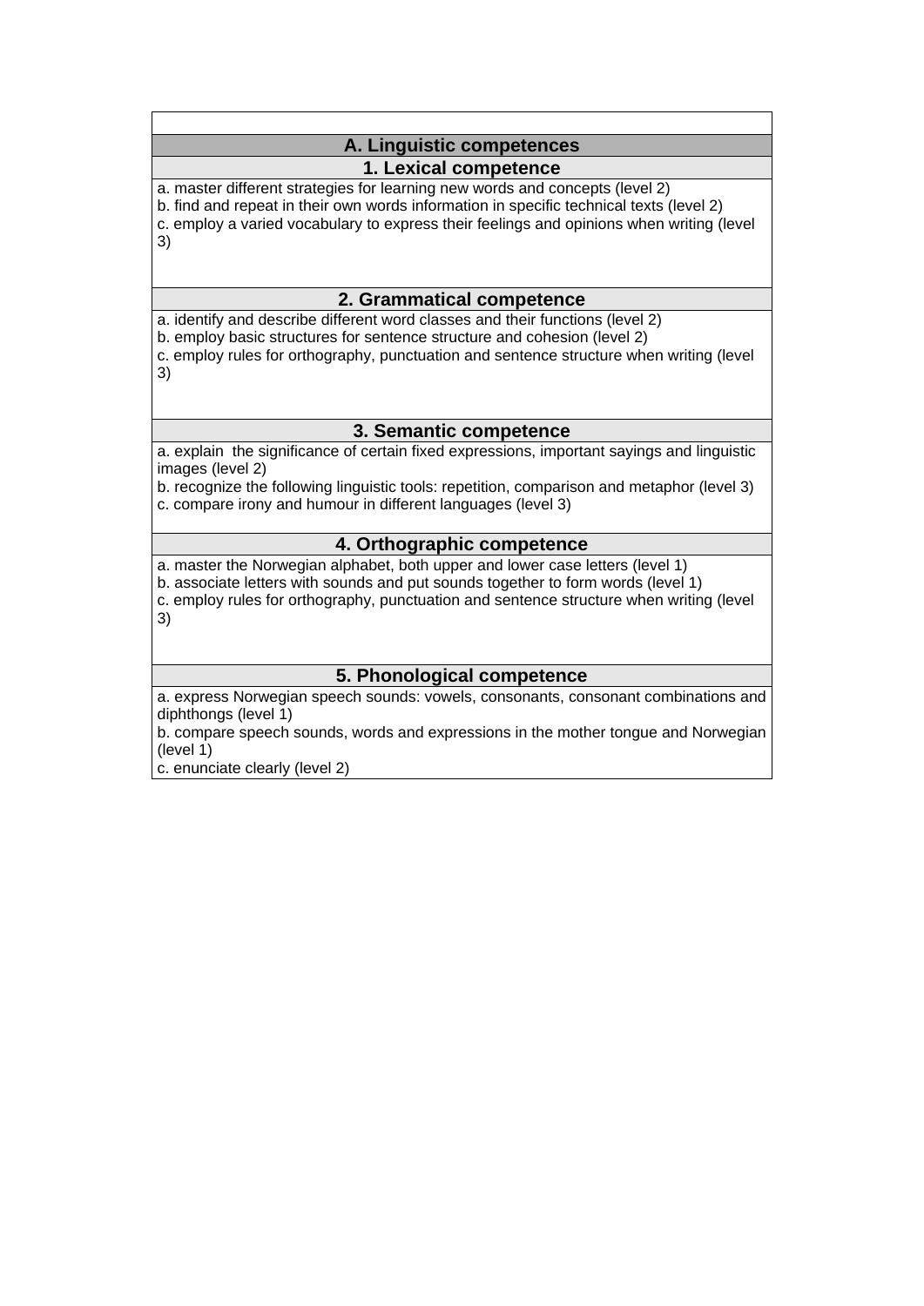## A. Linguistic competences

### 1. Lexical competence

a. master different strategies for learning new words and concepts (level 2)
b. find and repeat in their own words information in specific technical texts (level 2)
c. employ a varied vocabulary to express their feelings and opinions when writing (level 3)

### 2. Grammatical competence

a. identify and describe different word classes and their functions (level 2)
b. employ basic structures for sentence structure and cohesion (level 2)
c. employ rules for orthography, punctuation and sentence structure when writing (level 3)

### 3. Semantic competence

a. explain the significance of certain fixed expressions, important sayings and linguistic images (level 2)
b. recognize the following linguistic tools: repetition, comparison and metaphor (level 3)
c. compare irony and humour in different languages (level 3)

### 4. Orthographic competence

a. master the Norwegian alphabet, both upper and lower case letters (level 1)
b. associate letters with sounds and put sounds together to form words (level 1)
c. employ rules for orthography, punctuation and sentence structure when writing (level 3)

### 5. Phonological competence

a. express Norwegian speech sounds: vowels, consonants, consonant combinations and diphthongs (level 1)
b. compare speech sounds, words and expressions in the mother tongue and Norwegian (level 1)
c. enunciate clearly (level 2)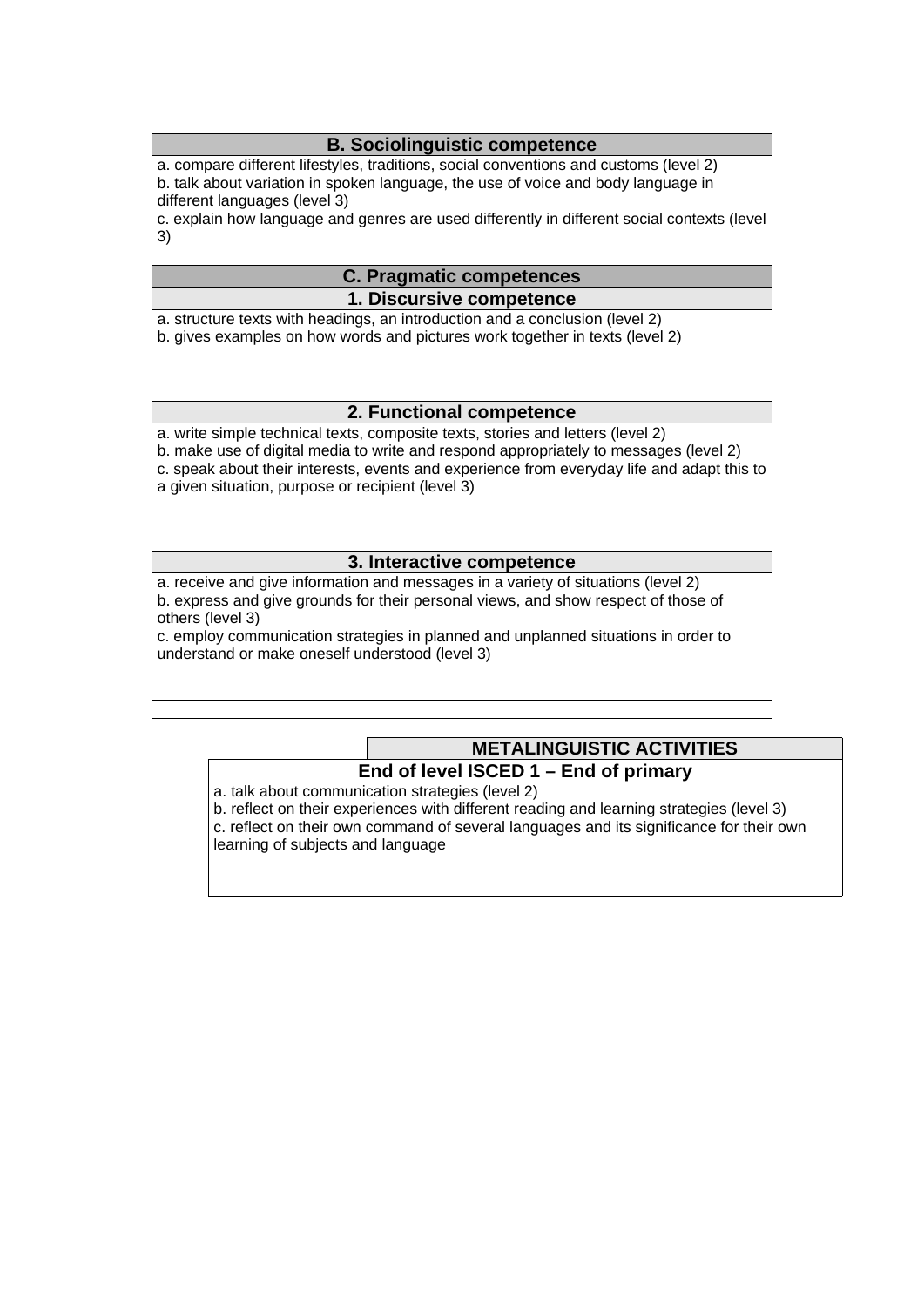### B. Sociolinguistic competence

a. compare different lifestyles, traditions, social conventions and customs (level 2)
b. talk about variation in spoken language, the use of voice and body language in different languages (level 3)
c. explain how language and genres are used differently in different social contexts (level 3)

### C. Pragmatic competences

#### 1. Discursive competence

a. structure texts with headings, an introduction and a conclusion (level 2)
b. gives examples on how words and pictures work together in texts (level 2)

#### 2. Functional competence

a. write simple technical texts, composite texts, stories and letters (level 2)
b. make use of digital media to write and respond appropriately to messages (level 2)
c. speak about their interests, events and experience from everyday life and adapt this to a given situation, purpose or recipient (level 3)

#### 3. Interactive competence

a. receive and give information and messages in a variety of situations (level 2)
b. express and give grounds for their personal views, and show respect of those of others (level 3)
c. employ communication strategies in planned and unplanned situations in order to understand or make oneself understood (level 3)

### METALINGUISTIC ACTIVITIES

#### End of level ISCED 1 – End of primary

a. talk about communication strategies (level 2)
b. reflect on their experiences with different reading and learning strategies (level 3)
c. reflect on their own command of several languages and its significance for their own learning of subjects and language